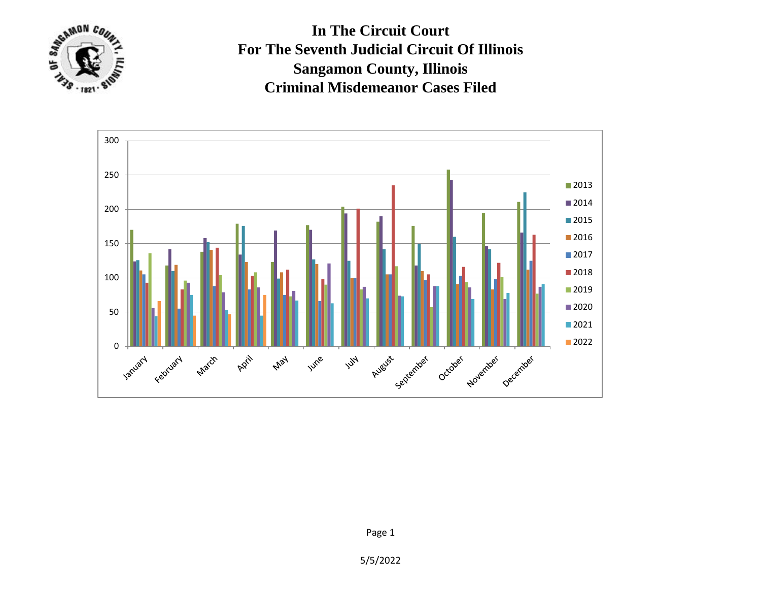# In The Circuit Court
# For The Seventh Judicial Circuit Of Illinois
# Sangamon County, Illinois
# Criminal Misdemeanor Cases Filed

5/5/2022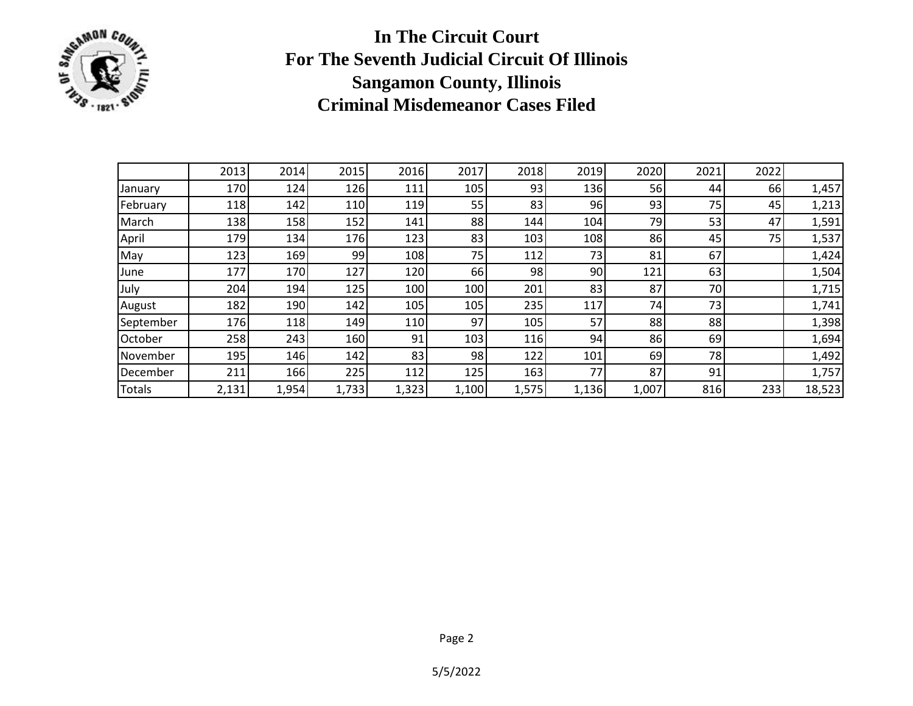# In The Circuit Court
# For The Seventh Judicial Circuit Of Illinois
# Sangamon County, Illinois
# Criminal Misdemeanor Cases Filed

| | 2013 | 2014 | 2015 | 2016 | 2017 | 2018 | 2019 | 2020 | 2021 | 2022 | |
|---|---|---|---|---|---|---|---|---|---|---|---|
| January | 170 | 124 | 126 | 111 | 105 | 93 | 136 | 56 | 44 | 66 | 1,457 |
| February | 118 | 142 | 110 | 119 | 55 | 83 | 96 | 93 | 75 | 45 | 1,213 |
| March | 138 | 158 | 152 | 141 | 88 | 144 | 104 | 79 | 53 | 47 | 1,591 |
| April | 179 | 134 | 176 | 123 | 83 | 103 | 108 | 86 | 45 | 75 | 1,537 |
| May | 123 | 169 | 99 | 108 | 75 | 112 | 73 | 81 | 67 | | 1,424 |
| June | 177 | 170 | 127 | 120 | 66 | 98 | 90 | 121 | 63 | | 1,504 |
| July | 204 | 194 | 125 | 100 | 100 | 201 | 83 | 87 | 70 | | 1,715 |
| August | 182 | 190 | 142 | 105 | 105 | 235 | 117 | 74 | 73 | | 1,741 |
| September | 176 | 118 | 149 | 110 | 97 | 105 | 57 | 88 | 88 | | 1,398 |
| October | 258 | 243 | 160 | 91 | 103 | 116 | 94 | 86 | 69 | | 1,694 |
| November | 195 | 146 | 142 | 83 | 98 | 122 | 101 | 69 | 78 | | 1,492 |
| December | 211 | 166 | 225 | 112 | 125 | 163 | 77 | 87 | 91 | | 1,757 |
| Totals | 2,131 | 1,954 | 1,733 | 1,323 | 1,100 | 1,575 | 1,136 | 1,007 | 816 | 233 | 18,523 |

5/5/2022